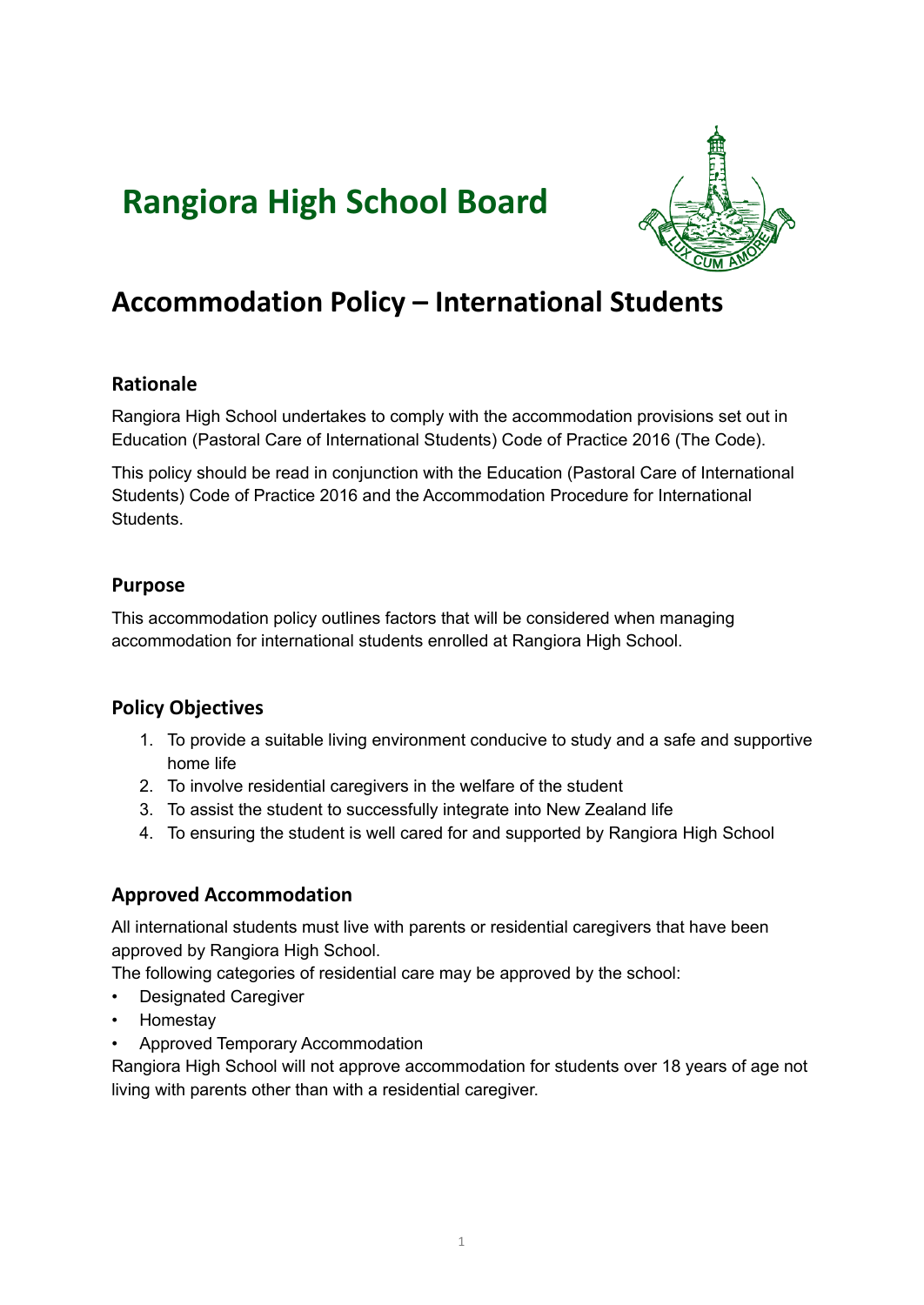# Rangiora High School Board

## Accommodation Policy – International Students

### Rationale

Rangiora High School undertakes to comply with the accommodation provisions set out in Education (Pastoral Care of International Students) Code of Practice 2016 (The Code).

This policy should be read in conjunction with the Education (Pastoral Care of International Students) Code of Practice 2016 and the Accommodation Procedure for International Students.

### Purpose

This accommodation policy outlines factors that will be considered when managing accommodation for international students enrolled at Rangiora High School.

### Policy Objectives

1. To provide a suitable living environment conducive to study and a safe and supportive home life
2. To involve residential caregivers in the welfare of the student
3. To assist the student to successfully integrate into New Zealand life
4. To ensuring the student is well cared for and supported by Rangiora High School

### Approved Accommodation

All international students must live with parents or residential caregivers that have been approved by Rangiora High School.

The following categories of residential care may be approved by the school:

- Designated Caregiver
- Homestay
- Approved Temporary Accommodation

Rangiora High School will not approve accommodation for students over 18 years of age not living with parents other than with a residential caregiver.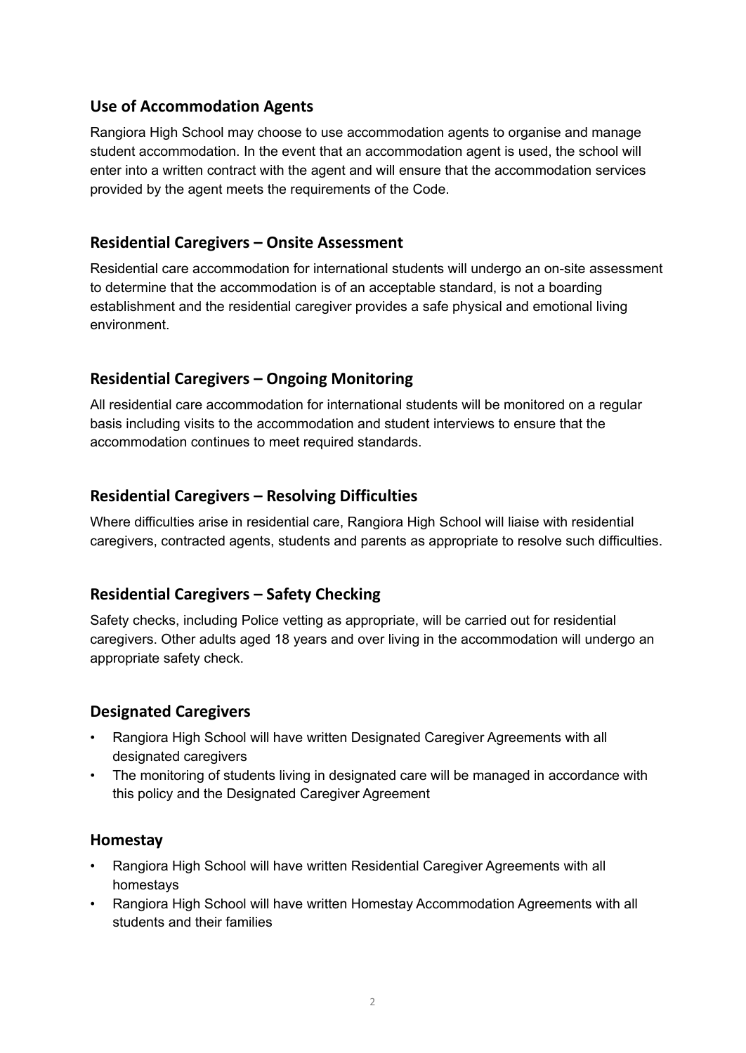## Use of Accommodation Agents

Rangiora High School may choose to use accommodation agents to organise and manage student accommodation. In the event that an accommodation agent is used, the school will enter into a written contract with the agent and will ensure that the accommodation services provided by the agent meets the requirements of the Code.

## Residential Caregivers – Onsite Assessment

Residential care accommodation for international students will undergo an on-site assessment to determine that the accommodation is of an acceptable standard, is not a boarding establishment and the residential caregiver provides a safe physical and emotional living environment.

## Residential Caregivers – Ongoing Monitoring

All residential care accommodation for international students will be monitored on a regular basis including visits to the accommodation and student interviews to ensure that the accommodation continues to meet required standards.

## Residential Caregivers – Resolving Difficulties

Where difficulties arise in residential care, Rangiora High School will liaise with residential caregivers, contracted agents, students and parents as appropriate to resolve such difficulties.

## Residential Caregivers – Safety Checking

Safety checks, including Police vetting as appropriate, will be carried out for residential caregivers. Other adults aged 18 years and over living in the accommodation will undergo an appropriate safety check.

## Designated Caregivers

- Rangiora High School will have written Designated Caregiver Agreements with all designated caregivers
- The monitoring of students living in designated care will be managed in accordance with this policy and the Designated Caregiver Agreement

## Homestay

- Rangiora High School will have written Residential Caregiver Agreements with all homestays
- Rangiora High School will have written Homestay Accommodation Agreements with all students and their families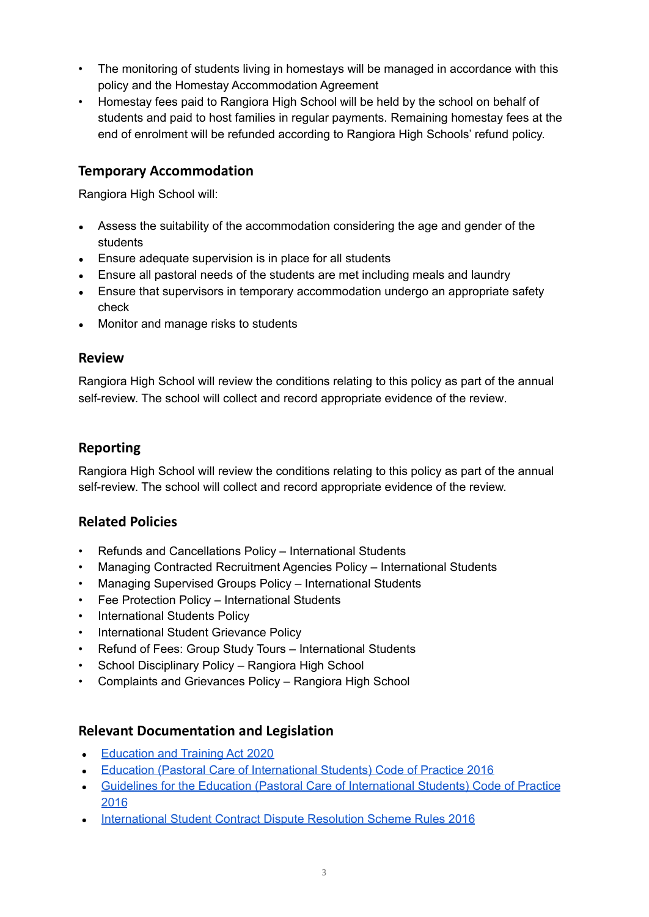- The monitoring of students living in homestays will be managed in accordance with this policy and the Homestay Accommodation Agreement
- Homestay fees paid to Rangiora High School will be held by the school on behalf of students and paid to host families in regular payments. Remaining homestay fees at the end of enrolment will be refunded according to Rangiora High Schools' refund policy.

## Temporary Accommodation

Rangiora High School will:

- Assess the suitability of the accommodation considering the age and gender of the students
- Ensure adequate supervision is in place for all students
- Ensure all pastoral needs of the students are met including meals and laundry
- Ensure that supervisors in temporary accommodation undergo an appropriate safety check
- Monitor and manage risks to students

## Review

Rangiora High School will review the conditions relating to this policy as part of the annual self-review. The school will collect and record appropriate evidence of the review.

## Reporting

Rangiora High School will review the conditions relating to this policy as part of the annual self-review. The school will collect and record appropriate evidence of the review.

## Related Policies

- Refunds and Cancellations Policy – International Students
- Managing Contracted Recruitment Agencies Policy – International Students
- Managing Supervised Groups Policy – International Students
- Fee Protection Policy – International Students
- International Students Policy
- International Student Grievance Policy
- Refund of Fees: Group Study Tours – International Students
- School Disciplinary Policy – Rangiora High School
- Complaints and Grievances Policy – Rangiora High School

## Relevant Documentation and Legislation

- Education and Training Act 2020
- Education (Pastoral Care of International Students) Code of Practice 2016
- Guidelines for the Education (Pastoral Care of International Students) Code of Practice 2016
- International Student Contract Dispute Resolution Scheme Rules 2016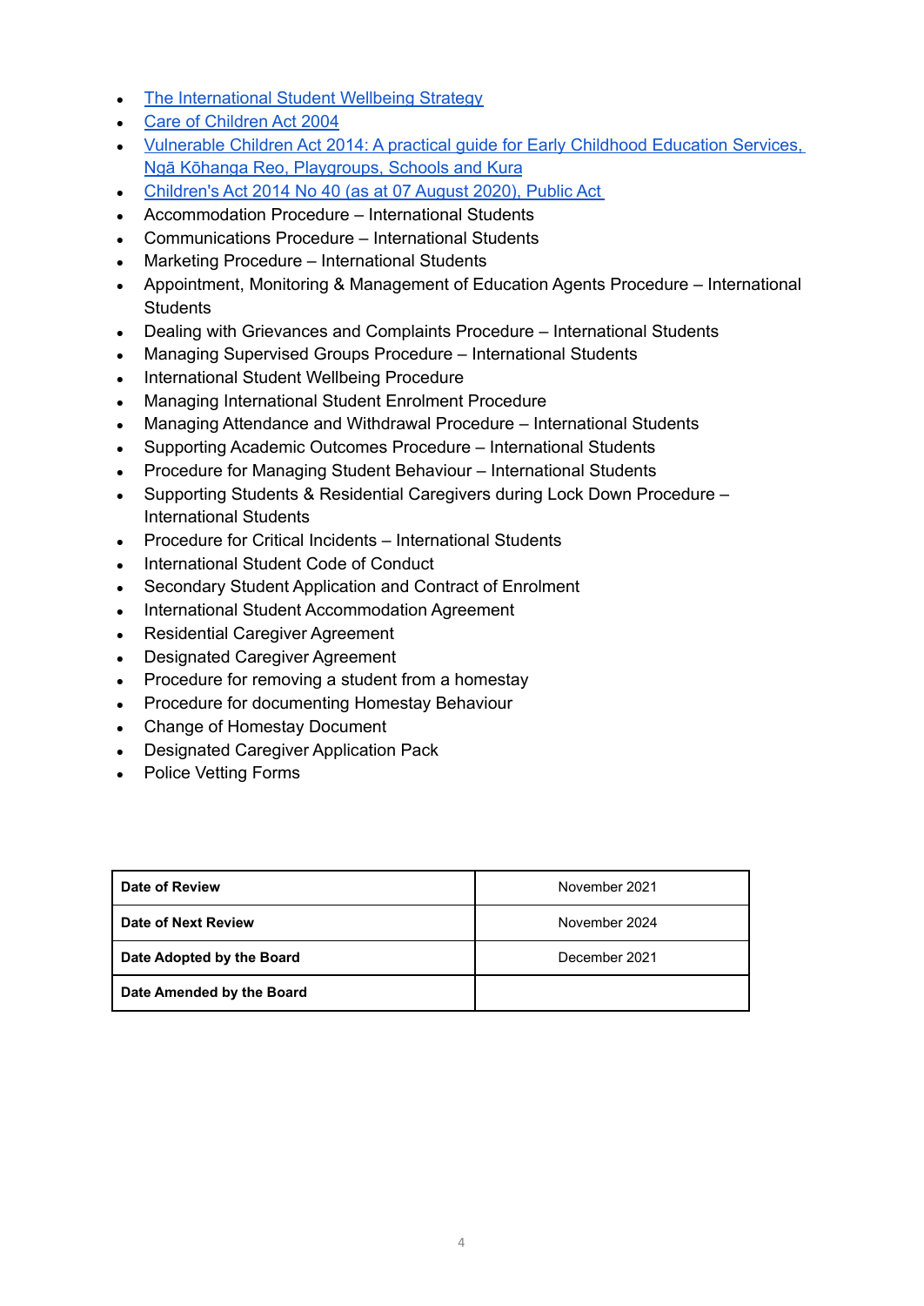- The International Student Wellbeing Strategy
- Care of Children Act 2004
- Vulnerable Children Act 2014: A practical guide for Early Childhood Education Services, Ngā Kōhanga Reo, Playgroups, Schools and Kura
- Children's Act 2014 No 40 (as at 07 August 2020), Public Act
- Accommodation Procedure – International Students
- Communications Procedure – International Students
- Marketing Procedure – International Students
- Appointment, Monitoring & Management of Education Agents Procedure – International Students
- Dealing with Grievances and Complaints Procedure – International Students
- Managing Supervised Groups Procedure – International Students
- International Student Wellbeing Procedure
- Managing International Student Enrolment Procedure
- Managing Attendance and Withdrawal Procedure – International Students
- Supporting Academic Outcomes Procedure – International Students
- Procedure for Managing Student Behaviour – International Students
- Supporting Students & Residential Caregivers during Lock Down Procedure – International Students
- Procedure for Critical Incidents – International Students
- International Student Code of Conduct
- Secondary Student Application and Contract of Enrolment
- International Student Accommodation Agreement
- Residential Caregiver Agreement
- Designated Caregiver Agreement
- Procedure for removing a student from a homestay
- Procedure for documenting Homestay Behaviour
- Change of Homestay Document
- Designated Caregiver Application Pack
- Police Vetting Forms

| | |
|---|---|
| **Date of Review** | November 2021 |
| **Date of Next Review** | November 2024 |
| **Date Adopted by the Board** | December 2021 |
| **Date Amended by the Board** | |